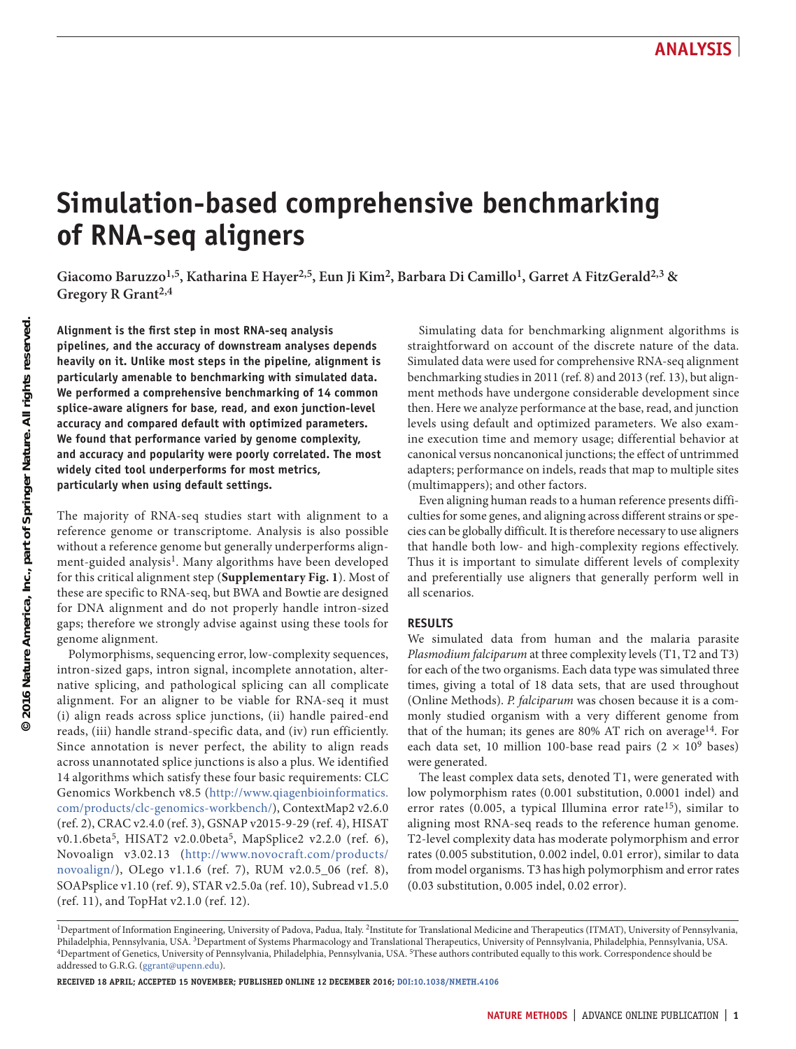# Simulation-based comprehensive benchmarking of RNA-seq aligners

**Giacomo Baruzzo[1,5], Katharina E Hayer[2,5], Eun Ji Kim[2], Barbara Di Camillo[1], Garret A FitzGerald[2,3] & Gregory R Grant[2,4]**

**Alignment is the first step in most RNA-seq analysis pipelines, and the accuracy of downstream analyses depends heavily on it. Unlike most steps in the pipeline, alignment is particularly amenable to benchmarking with simulated data. We performed a comprehensive benchmarking of 14 common splice-aware aligners for base, read, and exon junction-level accuracy and compared default with optimized parameters. We found that performance varied by genome complexity, and accuracy and popularity were poorly correlated. The most widely cited tool underperforms for most metrics, particularly when using default settings.**

The majority of RNA-seq studies start with alignment to a reference genome or transcriptome. Analysis is also possible without a reference genome but generally underperforms alignment-guided analysis[1]. Many algorithms have been developed for this critical alignment step (**Supplementary Fig. 1**). Most of these are specific to RNA-seq, but BWA and Bowtie are designed for DNA alignment and do not properly handle intron-sized gaps; therefore we strongly advise against using these tools for genome alignment.

Polymorphisms, sequencing error, low-complexity sequences, intron-sized gaps, intron signal, incomplete annotation, alternative splicing, and pathological splicing can all complicate alignment. For an aligner to be viable for RNA-seq it must (i) align reads across splice junctions, (ii) handle paired-end reads, (iii) handle strand-specific data, and (iv) run efficiently. Since annotation is never perfect, the ability to align reads across unannotated splice junctions is also a plus. We identified 14 algorithms which satisfy these four basic requirements: CLC Genomics Workbench v8.5 (http://www.qiagenbioinformatics.com/products/clc-genomics-workbench/), ContextMap2 v2.6.0 (ref. 2), CRAC v2.4.0 (ref. 3), GSNAP v2015-9-29 (ref. 4), HISAT v0.1.6beta[5], HISAT2 v2.0.0beta[5], MapSplice2 v2.2.0 (ref. 6), Novoalign v3.02.13 (http://www.novocraft.com/products/novoalign/), OLego v1.1.6 (ref. 7), RUM v2.0.5_06 (ref. 8), SOAPsplice v1.10 (ref. 9), STAR v2.5.0a (ref. 10), Subread v1.5.0 (ref. 11), and TopHat v2.1.0 (ref. 12).

Simulating data for benchmarking alignment algorithms is straightforward on account of the discrete nature of the data. Simulated data were used for comprehensive RNA-seq alignment benchmarking studies in 2011 (ref. 8) and 2013 (ref. 13), but alignment methods have undergone considerable development since then. Here we analyze performance at the base, read, and junction levels using default and optimized parameters. We also examine execution time and memory usage; differential behavior at canonical versus noncanonical junctions; the effect of untrimmed adapters; performance on indels, reads that map to multiple sites (multimappers); and other factors.

Even aligning human reads to a human reference presents difficulties for some genes, and aligning across different strains or species can be globally difficult. It is therefore necessary to use aligners that handle both low- and high-complexity regions effectively. Thus it is important to simulate different levels of complexity and preferentially use aligners that generally perform well in all scenarios.

## RESULTS

We simulated data from human and the malaria parasite *Plasmodium falciparum* at three complexity levels (T1, T2 and T3) for each of the two organisms. Each data type was simulated three times, giving a total of 18 data sets, that are used throughout (Online Methods). *P. falciparum* was chosen because it is a commonly studied organism with a very different genome from that of the human; its genes are 80% AT rich on average[14]. For each data set, 10 million 100-base read pairs ($2 \times 10^9$ bases) were generated.

The least complex data sets, denoted T1, were generated with low polymorphism rates (0.001 substitution, 0.0001 indel) and error rates (0.005, a typical Illumina error rate[15]), similar to aligning most RNA-seq reads to the reference human genome. T2-level complexity data has moderate polymorphism and error rates (0.005 substitution, 0.002 indel, 0.01 error), similar to data from model organisms. T3 has high polymorphism and error rates (0.03 substitution, 0.005 indel, 0.02 error).

[1]Department of Information Engineering, University of Padova, Padua, Italy. [2]Institute for Translational Medicine and Therapeutics (ITMAT), University of Pennsylvania, Philadelphia, Pennsylvania, USA. [3]Department of Systems Pharmacology and Translational Therapeutics, University of Pennsylvania, Philadelphia, Pennsylvania, USA. [4]Department of Genetics, University of Pennsylvania, Philadelphia, Pennsylvania, USA. [5]These authors contributed equally to this work. Correspondence should be addressed to G.R.G. (ggrant@upenn.edu).

**Received 18 April; accepted 15 November; published online 12 December 2016; doi:10.1038/nmeth.4106**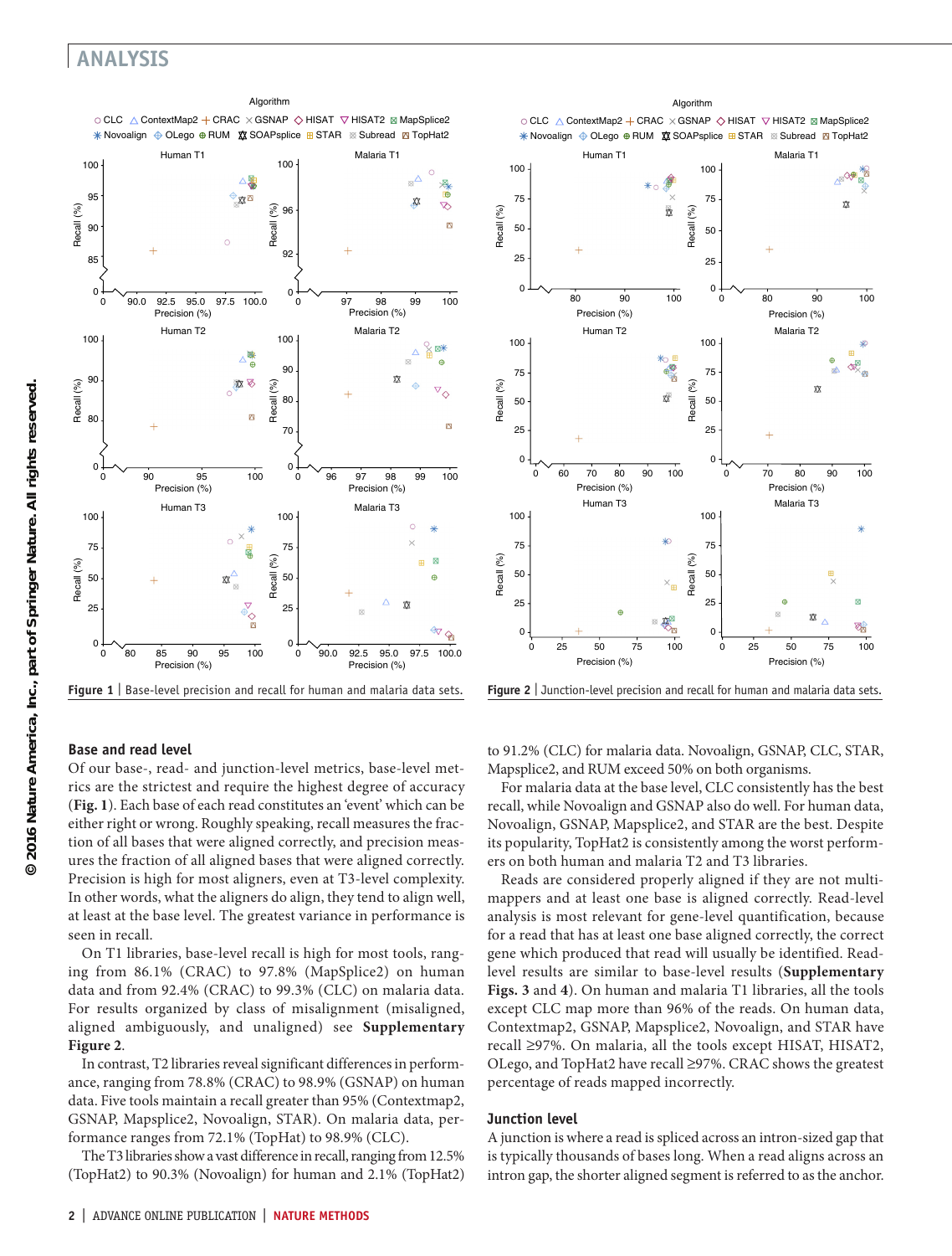Figure 1 | Base-level precision and recall for human and malaria data sets.

Figure 2 | Junction-level precision and recall for human and malaria data sets.

### Base and read level

Of our base-, read- and junction-level metrics, base-level metrics are the strictest and require the highest degree of accuracy (**Fig. 1**). Each base of each read constitutes an 'event' which can be either right or wrong. Roughly speaking, recall measures the fraction of all bases that were aligned correctly, and precision measures the fraction of all aligned bases that were aligned correctly. Precision is high for most aligners, even at T3-level complexity. In other words, when the aligners do align, they tend to align well, at least at the base level. The greatest variance in performance is seen in recall.

On T1 libraries, base-level recall is high for most tools, ranging from 86.1% (CRAC) to 97.8% (MapSplice2) on human data and from 92.4% (CRAC) to 99.3% (CLC) on malaria data. For results organized by class of misalignment (misaligned, aligned ambiguously, and unaligned) see **Supplementary Figure 2**.

In contrast, T2 libraries reveal significant differences in performance, ranging from 78.8% (CRAC) to 98.9% (GSNAP) on human data. Five tools maintain a recall greater than 95% (Contextmap2, GSNAP, Mapsplice2, Novoalign, STAR). On malaria data, performance ranges from 72.1% (TopHat) to 98.9% (CLC).

The T3 libraries show a vast difference in recall, ranging from 12.5% (TopHat2) to 90.3% (Novoalign) for human and 2.1% (TopHat2) to 91.2% (CLC) for malaria data. Novoalign, GSNAP, CLC, STAR, Mapsplice2, and RUM exceed 50% on both organisms.

For malaria data at the base level, CLC consistently has the best recall, while Novoalign and GSNAP also do well. For human data, Novoalign, GSNAP, Mapsplice2, and STAR are the best. Despite its popularity, TopHat2 is consistently among the worst performers on both human and malaria T2 and T3 libraries.

Reads are considered properly aligned if they are not multimappers and at least one base is aligned correctly. Read-level analysis is most relevant for gene-level quantification, because for a read that has at least one base aligned correctly, the correct gene which produced that read will usually be identified. Read-level results are similar to base-level results (**Supplementary Figs. 3** and **4**). On human and malaria T1 libraries, all the tools except CLC map more than 96% of the reads. On human data, Contextmap2, GSNAP, Mapsplice2, Novoalign, and STAR have recall ≥97%. On malaria, all the tools except HISAT, HISAT2, OLego, and TopHat2 have recall ≥97%. CRAC shows the greatest percentage of reads mapped incorrectly.

### Junction level

A junction is where a read is spliced across an intron-sized gap that is typically thousands of bases long. When a read aligns across an intron gap, the shorter aligned segment is referred to as the anchor.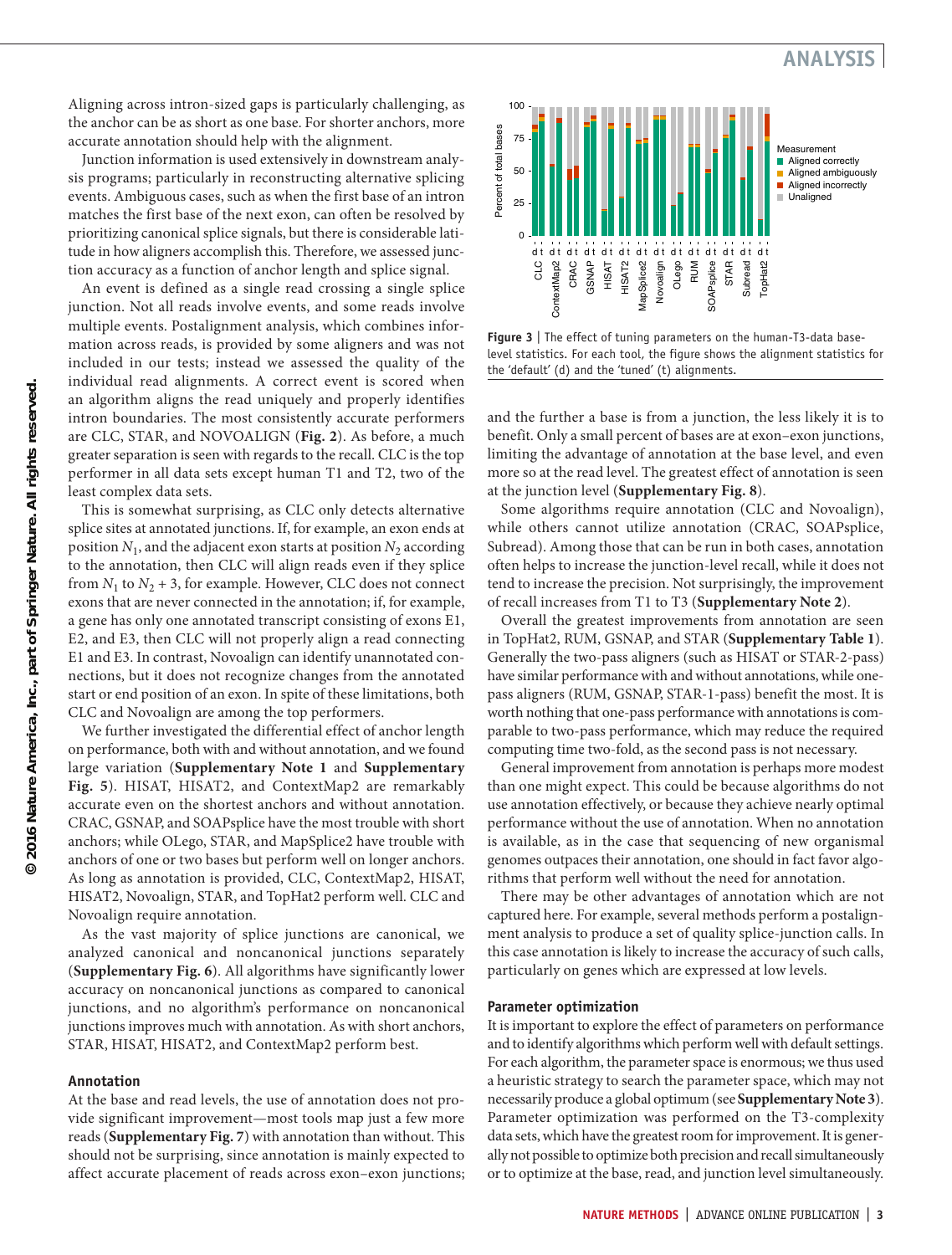Aligning across intron-sized gaps is particularly challenging, as the anchor can be as short as one base. For shorter anchors, more accurate annotation should help with the alignment.

Junction information is used extensively in downstream analysis programs; particularly in reconstructing alternative splicing events. Ambiguous cases, such as when the first base of an intron matches the first base of the next exon, can often be resolved by prioritizing canonical splice signals, but there is considerable latitude in how aligners accomplish this. Therefore, we assessed junction accuracy as a function of anchor length and splice signal.

An event is defined as a single read crossing a single splice junction. Not all reads involve events, and some reads involve multiple events. Postalignment analysis, which combines information across reads, is provided by some aligners and was not included in our tests; instead we assessed the quality of the individual read alignments. A correct event is scored when an algorithm aligns the read uniquely and properly identifies intron boundaries. The most consistently accurate performers are CLC, STAR, and NOVOALIGN (**Fig. 2**). As before, a much greater separation is seen with regards to the recall. CLC is the top performer in all data sets except human T1 and T2, two of the least complex data sets.

This is somewhat surprising, as CLC only detects alternative splice sites at annotated junctions. If, for example, an exon ends at position $N_1$, and the adjacent exon starts at position $N_2$ according to the annotation, then CLC will align reads even if they splice from $N_1$ to $N_2 + 3$, for example. However, CLC does not connect exons that are never connected in the annotation; if, for example, a gene has only one annotated transcript consisting of exons E1, E2, and E3, then CLC will not properly align a read connecting E1 and E3. In contrast, Novoalign can identify unannotated connections, but it does not recognize changes from the annotated start or end position of an exon. In spite of these limitations, both CLC and Novoalign are among the top performers.

We further investigated the differential effect of anchor length on performance, both with and without annotation, and we found large variation (**Supplementary Note 1** and **Supplementary Fig. 5**). HISAT, HISAT2, and ContextMap2 are remarkably accurate even on the shortest anchors and without annotation. CRAC, GSNAP, and SOAPsplice have the most trouble with short anchors; while OLego, STAR, and MapSplice2 have trouble with anchors of one or two bases but perform well on longer anchors. As long as annotation is provided, CLC, ContextMap2, HISAT, HISAT2, Novoalign, STAR, and TopHat2 perform well. CLC and Novoalign require annotation.

As the vast majority of splice junctions are canonical, we analyzed canonical and noncanonical junctions separately (**Supplementary Fig. 6**). All algorithms have significantly lower accuracy on noncanonical junctions as compared to canonical junctions, and no algorithm's performance on noncanonical junctions improves much with annotation. As with short anchors, STAR, HISAT, HISAT2, and ContextMap2 perform best.

### Annotation

At the base and read levels, the use of annotation does not provide significant improvement—most tools map just a few more reads (**Supplementary Fig. 7**) with annotation than without. This should not be surprising, since annotation is mainly expected to affect accurate placement of reads across exon–exon junctions; and the further a base is from a junction, the less likely it is to benefit. Only a small percent of bases are at exon–exon junctions, limiting the advantage of annotation at the base level, and even more so at the read level. The greatest effect of annotation is seen at the junction level (**Supplementary Fig. 8**).

**Figure 3** | The effect of tuning parameters on the human-T3-data base-level statistics. For each tool, the figure shows the alignment statistics for the 'default' (d) and the 'tuned' (t) alignments.

Some algorithms require annotation (CLC and Novoalign), while others cannot utilize annotation (CRAC, SOAPsplice, Subread). Among those that can be run in both cases, annotation often helps to increase the junction-level recall, while it does not tend to increase the precision. Not surprisingly, the improvement of recall increases from T1 to T3 (**Supplementary Note 2**).

Overall the greatest improvements from annotation are seen in TopHat2, RUM, GSNAP, and STAR (**Supplementary Table 1**). Generally the two-pass aligners (such as HISAT or STAR-2-pass) have similar performance with and without annotations, while one-pass aligners (RUM, GSNAP, STAR-1-pass) benefit the most. It is worth nothing that one-pass performance with annotations is comparable to two-pass performance, which may reduce the required computing time two-fold, as the second pass is not necessary.

General improvement from annotation is perhaps more modest than one might expect. This could be because algorithms do not use annotation effectively, or because they achieve nearly optimal performance without the use of annotation. When no annotation is available, as in the case that sequencing of new organismal genomes outpaces their annotation, one should in fact favor algorithms that perform well without the need for annotation.

There may be other advantages of annotation which are not captured here. For example, several methods perform a postalignment analysis to produce a set of quality splice-junction calls. In this case annotation is likely to increase the accuracy of such calls, particularly on genes which are expressed at low levels.

### Parameter optimization

It is important to explore the effect of parameters on performance and to identify algorithms which perform well with default settings. For each algorithm, the parameter space is enormous; we thus used a heuristic strategy to search the parameter space, which may not necessarily produce a global optimum (see **Supplementary Note 3**). Parameter optimization was performed on the T3-complexity data sets, which have the greatest room for improvement. It is generally not possible to optimize both precision and recall simultaneously or to optimize at the base, read, and junction level simultaneously.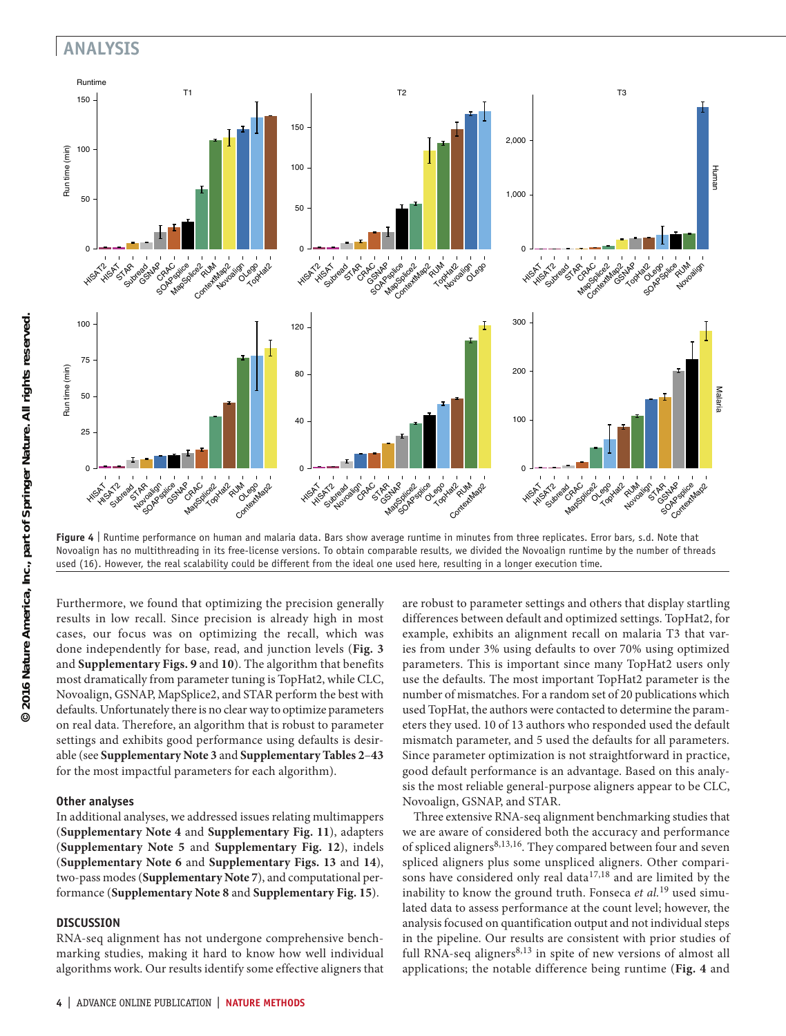Figure 4 | Runtime performance on human and malaria data. Bars show average runtime in minutes from three replicates. Error bars, s.d. Note that Novoalign has no multithreading in its free-license versions. To obtain comparable results, we divided the Novoalign runtime by the number of threads used (16). However, the real scalability could be different from the ideal one used here, resulting in a longer execution time.

Furthermore, we found that optimizing the precision generally results in low recall. Since precision is already high in most cases, our focus was on optimizing the recall, which was done independently for base, read, and junction levels (**Fig. 3** and **Supplementary Figs. 9** and **10**). The algorithm that benefits most dramatically from parameter tuning is TopHat2, while CLC, Novoalign, GSNAP, MapSplice2, and STAR perform the best with defaults. Unfortunately there is no clear way to optimize parameters on real data. Therefore, an algorithm that is robust to parameter settings and exhibits good performance using defaults is desirable (see **Supplementary Note 3** and **Supplementary Tables 2**–**43** for the most impactful parameters for each algorithm).

### Other analyses

In additional analyses, we addressed issues relating multimappers (**Supplementary Note 4** and **Supplementary Fig. 11**), adapters (**Supplementary Note 5** and **Supplementary Fig. 12**), indels (**Supplementary Note 6** and **Supplementary Figs. 13** and **14**), two-pass modes (**Supplementary Note 7**), and computational performance (**Supplementary Note 8** and **Supplementary Fig. 15**).

## DISCUSSION

RNA-seq alignment has not undergone comprehensive benchmarking studies, making it hard to know how well individual algorithms work. Our results identify some effective aligners that are robust to parameter settings and others that display startling differences between default and optimized settings. TopHat2, for example, exhibits an alignment recall on malaria T3 that varies from under 3% using defaults to over 70% using optimized parameters. This is important since many TopHat2 users only use the defaults. The most important TopHat2 parameter is the number of mismatches. For a random set of 20 publications which used TopHat, the authors were contacted to determine the parameters they used. 10 of 13 authors who responded used the default mismatch parameter, and 5 used the defaults for all parameters. Since parameter optimization is not straightforward in practice, good default performance is an advantage. Based on this analysis the most reliable general-purpose aligners appear to be CLC, Novoalign, GSNAP, and STAR.

Three extensive RNA-seq alignment benchmarking studies that we are aware of considered both the accuracy and performance of spliced aligners[8,13,16]. They compared between four and seven spliced aligners plus some unspliced aligners. Other comparisons have considered only real data[17,18] and are limited by the inability to know the ground truth. Fonseca *et al.*[19] used simulated data to assess performance at the count level; however, the analysis focused on quantification output and not individual steps in the pipeline. Our results are consistent with prior studies of full RNA-seq aligners[8,13] in spite of new versions of almost all applications; the notable difference being runtime (**Fig. 4** and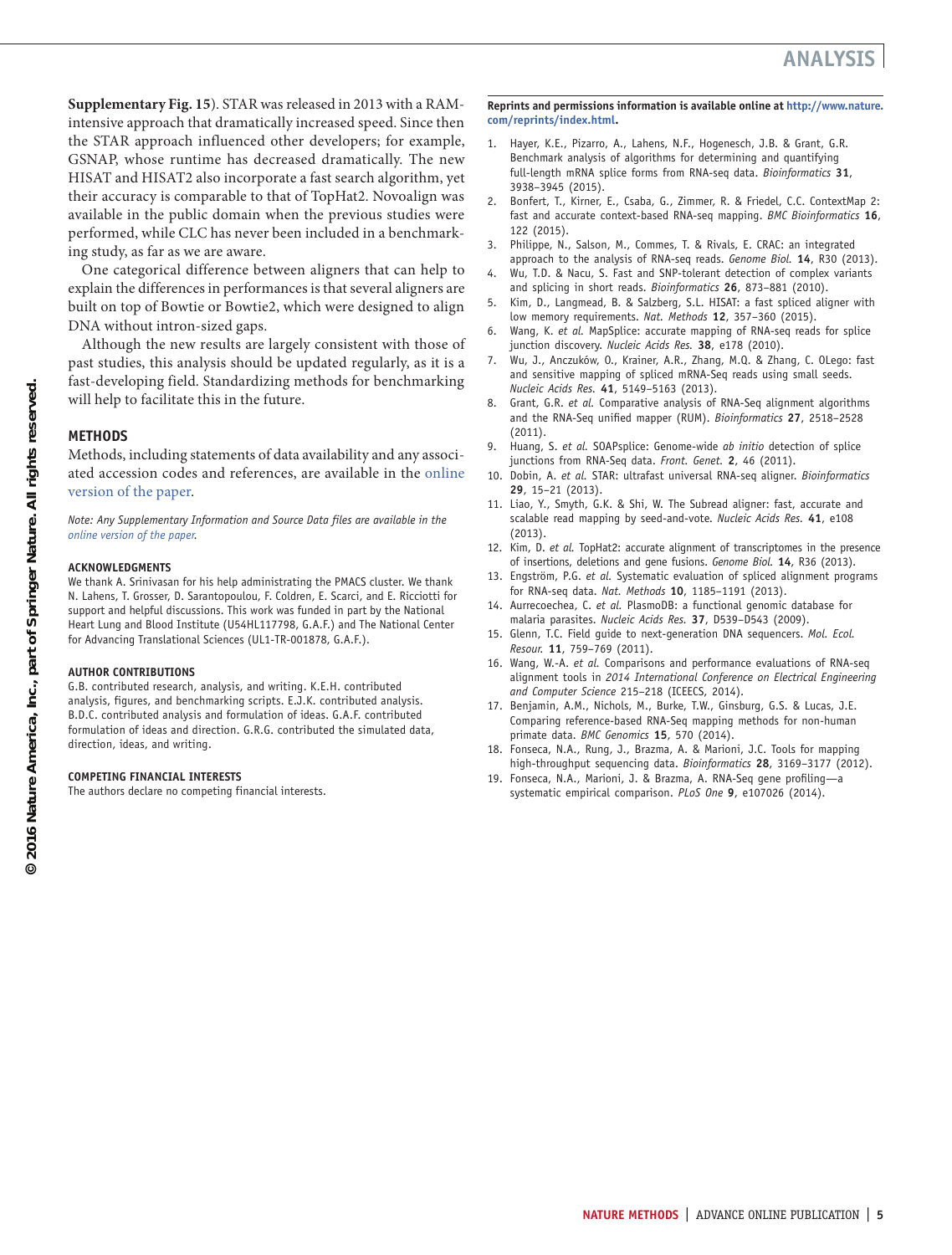**Supplementary Fig. 15**). STAR was released in 2013 with a RAM-intensive approach that dramatically increased speed. Since then the STAR approach influenced other developers; for example, GSNAP, whose runtime has decreased dramatically. The new HISAT and HISAT2 also incorporate a fast search algorithm, yet their accuracy is comparable to that of TopHat2. Novoalign was available in the public domain when the previous studies were performed, while CLC has never been included in a benchmarking study, as far as we are aware.

One categorical difference between aligners that can help to explain the differences in performances is that several aligners are built on top of Bowtie or Bowtie2, which were designed to align DNA without intron-sized gaps.

Although the new results are largely consistent with those of past studies, this analysis should be updated regularly, as it is a fast-developing field. Standardizing methods for benchmarking will help to facilitate this in the future.

## METHODS

Methods, including statements of data availability and any associated accession codes and references, are available in the online version of the paper.

*Note: Any Supplementary Information and Source Data files are available in the online version of the paper.*

#### ACKNOWLEDGMENTS

We thank A. Srinivasan for his help administrating the PMACS cluster. We thank N. Lahens, T. Grosser, D. Sarantopoulou, F. Coldren, E. Scarci, and E. Ricciotti for support and helpful discussions. This work was funded in part by the National Heart Lung and Blood Institute (U54HL117798, G.A.F.) and The National Center for Advancing Translational Sciences (UL1-TR-001878, G.A.F.).

#### AUTHOR CONTRIBUTIONS

G.B. contributed research, analysis, and writing. K.E.H. contributed analysis, figures, and benchmarking scripts. E.J.K. contributed analysis. B.D.C. contributed analysis and formulation of ideas. G.A.F. contributed formulation of ideas and direction. G.R.G. contributed the simulated data, direction, ideas, and writing.

#### COMPETING FINANCIAL INTERESTS

The authors declare no competing financial interests.

**Reprints and permissions information is available online at http://www.nature.com/reprints/index.html.**

1. Hayer, K.E., Pizarro, A., Lahens, N.F., Hogenesch, J.B. & Grant, G.R. Benchmark analysis of algorithms for determining and quantifying full-length mRNA splice forms from RNA-seq data. *Bioinformatics* **31**, 3938–3945 (2015).
2. Bonfert, T., Kirner, E., Csaba, G., Zimmer, R. & Friedel, C.C. ContextMap 2: fast and accurate context-based RNA-seq mapping. *BMC Bioinformatics* **16**, 122 (2015).
3. Philippe, N., Salson, M., Commes, T. & Rivals, E. CRAC: an integrated approach to the analysis of RNA-seq reads. *Genome Biol.* **14**, R30 (2013).
4. Wu, T.D. & Nacu, S. Fast and SNP-tolerant detection of complex variants and splicing in short reads. *Bioinformatics* **26**, 873–881 (2010).
5. Kim, D., Langmead, B. & Salzberg, S.L. HISAT: a fast spliced aligner with low memory requirements. *Nat. Methods* **12**, 357–360 (2015).
6. Wang, K. *et al.* MapSplice: accurate mapping of RNA-seq reads for splice junction discovery. *Nucleic Acids Res.* **38**, e178 (2010).
7. Wu, J., Anczuków, O., Krainer, A.R., Zhang, M.Q. & Zhang, C. OLego: fast and sensitive mapping of spliced mRNA-Seq reads using small seeds. *Nucleic Acids Res.* **41**, 5149–5163 (2013).
8. Grant, G.R. *et al.* Comparative analysis of RNA-Seq alignment algorithms and the RNA-Seq unified mapper (RUM). *Bioinformatics* **27**, 2518–2528 (2011).
9. Huang, S. *et al.* SOAPsplice: Genome-wide *ab initio* detection of splice junctions from RNA-Seq data. *Front. Genet.* **2**, 46 (2011).
10. Dobin, A. *et al.* STAR: ultrafast universal RNA-seq aligner. *Bioinformatics* **29**, 15–21 (2013).
11. Liao, Y., Smyth, G.K. & Shi, W. The Subread aligner: fast, accurate and scalable read mapping by seed-and-vote. *Nucleic Acids Res.* **41**, e108 (2013).
12. Kim, D. *et al.* TopHat2: accurate alignment of transcriptomes in the presence of insertions, deletions and gene fusions. *Genome Biol.* **14**, R36 (2013).
13. Engström, P.G. *et al.* Systematic evaluation of spliced alignment programs for RNA-seq data. *Nat. Methods* **10**, 1185–1191 (2013).
14. Aurrecoechea, C. *et al.* PlasmoDB: a functional genomic database for malaria parasites. *Nucleic Acids Res.* **37**, D539–D543 (2009).
15. Glenn, T.C. Field guide to next-generation DNA sequencers. *Mol. Ecol. Resour.* **11**, 759–769 (2011).
16. Wang, W.-A. *et al.* Comparisons and performance evaluations of RNA-seq alignment tools in *2014 International Conference on Electrical Engineering and Computer Science* 215–218 (ICEECS, 2014).
17. Benjamin, A.M., Nichols, M., Burke, T.W., Ginsburg, G.S. & Lucas, J.E. Comparing reference-based RNA-Seq mapping methods for non-human primate data. *BMC Genomics* **15**, 570 (2014).
18. Fonseca, N.A., Rung, J., Brazma, A. & Marioni, J.C. Tools for mapping high-throughput sequencing data. *Bioinformatics* **28**, 3169–3177 (2012).
19. Fonseca, N.A., Marioni, J. & Brazma, A. RNA-Seq gene profiling—a systematic empirical comparison. *PLoS One* **9**, e107026 (2014).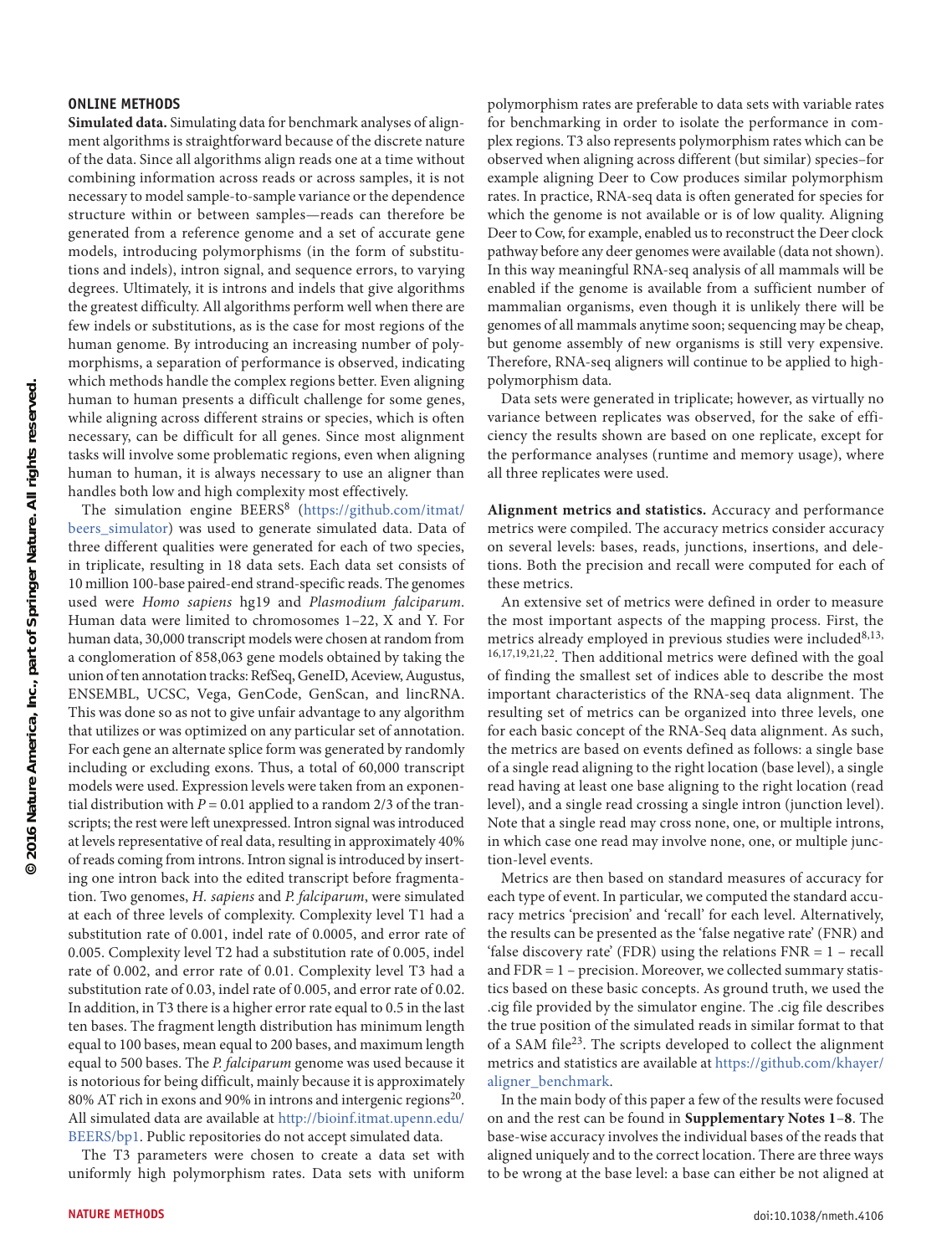## ONLINE METHODS

**Simulated data.** Simulating data for benchmark analyses of alignment algorithms is straightforward because of the discrete nature of the data. Since all algorithms align reads one at a time without combining information across reads or across samples, it is not necessary to model sample-to-sample variance or the dependence structure within or between samples—reads can therefore be generated from a reference genome and a set of accurate gene models, introducing polymorphisms (in the form of substitutions and indels), intron signal, and sequence errors, to varying degrees. Ultimately, it is introns and indels that give algorithms the greatest difficulty. All algorithms perform well when there are few indels or substitutions, as is the case for most regions of the human genome. By introducing an increasing number of polymorphisms, a separation of performance is observed, indicating which methods handle the complex regions better. Even aligning human to human presents a difficult challenge for some genes, while aligning across different strains or species, which is often necessary, can be difficult for all genes. Since most alignment tasks will involve some problematic regions, even when aligning human to human, it is always necessary to use an aligner than handles both low and high complexity most effectively.

The simulation engine BEERS[8] (https://github.com/itmat/beers_simulator) was used to generate simulated data. Data of three different qualities were generated for each of two species, in triplicate, resulting in 18 data sets. Each data set consists of 10 million 100-base paired-end strand-specific reads. The genomes used were *Homo sapiens* hg19 and *Plasmodium falciparum*. Human data were limited to chromosomes 1–22, X and Y. For human data, 30,000 transcript models were chosen at random from a conglomeration of 858,063 gene models obtained by taking the union of ten annotation tracks: RefSeq, GeneID, Aceview, Augustus, ENSEMBL, UCSC, Vega, GenCode, GenScan, and lincRNA. This was done so as not to give unfair advantage to any algorithm that utilizes or was optimized on any particular set of annotation. For each gene an alternate splice form was generated by randomly including or excluding exons. Thus, a total of 60,000 transcript models were used. Expression levels were taken from an exponential distribution with $P = 0.01$ applied to a random 2/3 of the transcripts; the rest were left unexpressed. Intron signal was introduced at levels representative of real data, resulting in approximately 40% of reads coming from introns. Intron signal is introduced by inserting one intron back into the edited transcript before fragmentation. Two genomes, *H. sapiens* and *P. falciparum*, were simulated at each of three levels of complexity. Complexity level T1 had a substitution rate of 0.001, indel rate of 0.0005, and error rate of 0.005. Complexity level T2 had a substitution rate of 0.005, indel rate of 0.002, and error rate of 0.01. Complexity level T3 had a substitution rate of 0.03, indel rate of 0.005, and error rate of 0.02. In addition, in T3 there is a higher error rate equal to 0.5 in the last ten bases. The fragment length distribution has minimum length equal to 100 bases, mean equal to 200 bases, and maximum length equal to 500 bases. The *P. falciparum* genome was used because it is notorious for being difficult, mainly because it is approximately 80% AT rich in exons and 90% in introns and intergenic regions[20]. All simulated data are available at http://bioinf.itmat.upenn.edu/BEERS/bp1. Public repositories do not accept simulated data.

The T3 parameters were chosen to create a data set with uniformly high polymorphism rates. Data sets with uniform polymorphism rates are preferable to data sets with variable rates for benchmarking in order to isolate the performance in complex regions. T3 also represents polymorphism rates which can be observed when aligning across different (but similar) species–for example aligning Deer to Cow produces similar polymorphism rates. In practice, RNA-seq data is often generated for species for which the genome is not available or is of low quality. Aligning Deer to Cow, for example, enabled us to reconstruct the Deer clock pathway before any deer genomes were available (data not shown). In this way meaningful RNA-seq analysis of all mammals will be enabled if the genome is available from a sufficient number of mammalian organisms, even though it is unlikely there will be genomes of all mammals anytime soon; sequencing may be cheap, but genome assembly of new organisms is still very expensive. Therefore, RNA-seq aligners will continue to be applied to high-polymorphism data.

Data sets were generated in triplicate; however, as virtually no variance between replicates was observed, for the sake of efficiency the results shown are based on one replicate, except for the performance analyses (runtime and memory usage), where all three replicates were used.

**Alignment metrics and statistics.** Accuracy and performance metrics were compiled. The accuracy metrics consider accuracy on several levels: bases, reads, junctions, insertions, and deletions. Both the precision and recall were computed for each of these metrics.

An extensive set of metrics were defined in order to measure the most important aspects of the mapping process. First, the metrics already employed in previous studies were included[8,13,16,17,19,21,22]. Then additional metrics were defined with the goal of finding the smallest set of indices able to describe the most important characteristics of the RNA-seq data alignment. The resulting set of metrics can be organized into three levels, one for each basic concept of the RNA-Seq data alignment. As such, the metrics are based on events defined as follows: a single base of a single read aligning to the right location (base level), a single read having at least one base aligning to the right location (read level), and a single read crossing a single intron (junction level). Note that a single read may cross none, one, or multiple introns, in which case one read may involve none, one, or multiple junction-level events.

Metrics are then based on standard measures of accuracy for each type of event. In particular, we computed the standard accuracy metrics 'precision' and 'recall' for each level. Alternatively, the results can be presented as the 'false negative rate' (FNR) and 'false discovery rate' (FDR) using the relations FNR = 1 – recall and FDR = 1 – precision. Moreover, we collected summary statistics based on these basic concepts. As ground truth, we used the .cig file provided by the simulator engine. The .cig file describes the true position of the simulated reads in similar format to that of a SAM file[23]. The scripts developed to collect the alignment metrics and statistics are available at https://github.com/khayer/aligner_benchmark.

In the main body of this paper a few of the results were focused on and the rest can be found in **Supplementary Notes 1–8**. The base-wise accuracy involves the individual bases of the reads that aligned uniquely and to the correct location. There are three ways to be wrong at the base level: a base can either be not aligned at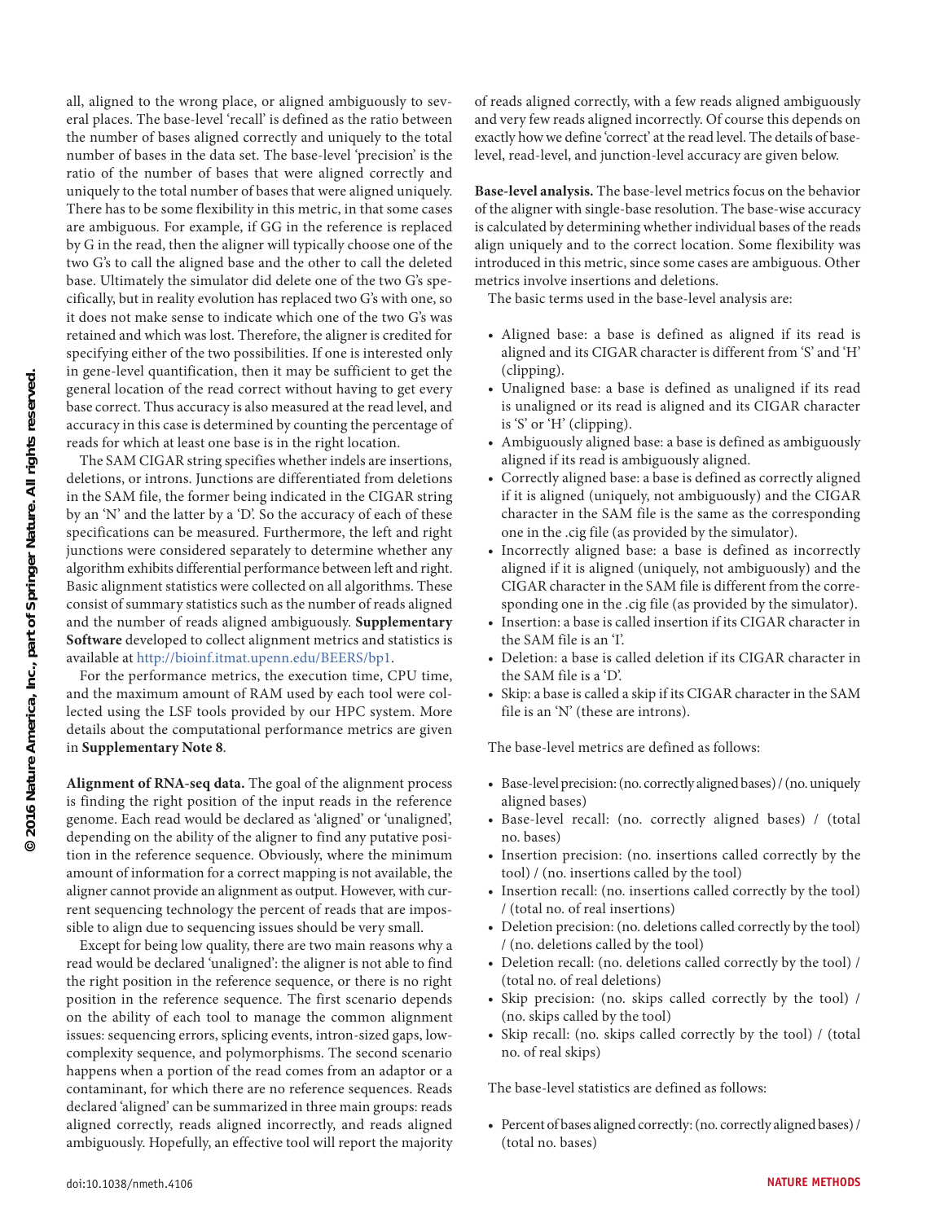all, aligned to the wrong place, or aligned ambiguously to several places. The base-level 'recall' is defined as the ratio between the number of bases aligned correctly and uniquely to the total number of bases in the data set. The base-level 'precision' is the ratio of the number of bases that were aligned correctly and uniquely to the total number of bases that were aligned uniquely. There has to be some flexibility in this metric, in that some cases are ambiguous. For example, if GG in the reference is replaced by G in the read, then the aligner will typically choose one of the two G's to call the aligned base and the other to call the deleted base. Ultimately the simulator did delete one of the two G's specifically, but in reality evolution has replaced two G's with one, so it does not make sense to indicate which one of the two G's was retained and which was lost. Therefore, the aligner is credited for specifying either of the two possibilities. If one is interested only in gene-level quantification, then it may be sufficient to get the general location of the read correct without having to get every base correct. Thus accuracy is also measured at the read level, and accuracy in this case is determined by counting the percentage of reads for which at least one base is in the right location.

The SAM CIGAR string specifies whether indels are insertions, deletions, or introns. Junctions are differentiated from deletions in the SAM file, the former being indicated in the CIGAR string by an 'N' and the latter by a 'D'. So the accuracy of each of these specifications can be measured. Furthermore, the left and right junctions were considered separately to determine whether any algorithm exhibits differential performance between left and right. Basic alignment statistics were collected on all algorithms. These consist of summary statistics such as the number of reads aligned and the number of reads aligned ambiguously. **Supplementary Software** developed to collect alignment metrics and statistics is available at http://bioinf.itmat.upenn.edu/BEERS/bp1.

For the performance metrics, the execution time, CPU time, and the maximum amount of RAM used by each tool were collected using the LSF tools provided by our HPC system. More details about the computational performance metrics are given in **Supplementary Note 8**.

**Alignment of RNA-seq data.** The goal of the alignment process is finding the right position of the input reads in the reference genome. Each read would be declared as 'aligned' or 'unaligned', depending on the ability of the aligner to find any putative position in the reference sequence. Obviously, where the minimum amount of information for a correct mapping is not available, the aligner cannot provide an alignment as output. However, with current sequencing technology the percent of reads that are impossible to align due to sequencing issues should be very small.

Except for being low quality, there are two main reasons why a read would be declared 'unaligned': the aligner is not able to find the right position in the reference sequence, or there is no right position in the reference sequence. The first scenario depends on the ability of each tool to manage the common alignment issues: sequencing errors, splicing events, intron-sized gaps, low-complexity sequence, and polymorphisms. The second scenario happens when a portion of the read comes from an adaptor or a contaminant, for which there are no reference sequences. Reads declared 'aligned' can be summarized in three main groups: reads aligned correctly, reads aligned incorrectly, and reads aligned ambiguously. Hopefully, an effective tool will report the majority of reads aligned correctly, with a few reads aligned ambiguously and very few reads aligned incorrectly. Of course this depends on exactly how we define 'correct' at the read level. The details of base-level, read-level, and junction-level accuracy are given below.

**Base-level analysis.** The base-level metrics focus on the behavior of the aligner with single-base resolution. The base-wise accuracy is calculated by determining whether individual bases of the reads align uniquely and to the correct location. Some flexibility was introduced in this metric, since some cases are ambiguous. Other metrics involve insertions and deletions.

The basic terms used in the base-level analysis are:

- Aligned base: a base is defined as aligned if its read is aligned and its CIGAR character is different from 'S' and 'H' (clipping).
- Unaligned base: a base is defined as unaligned if its read is unaligned or its read is aligned and its CIGAR character is 'S' or 'H' (clipping).
- Ambiguously aligned base: a base is defined as ambiguously aligned if its read is ambiguously aligned.
- Correctly aligned base: a base is defined as correctly aligned if it is aligned (uniquely, not ambiguously) and the CIGAR character in the SAM file is the same as the corresponding one in the .cig file (as provided by the simulator).
- Incorrectly aligned base: a base is defined as incorrectly aligned if it is aligned (uniquely, not ambiguously) and the CIGAR character in the SAM file is different from the corresponding one in the .cig file (as provided by the simulator).
- Insertion: a base is called insertion if its CIGAR character in the SAM file is an 'I'.
- Deletion: a base is called deletion if its CIGAR character in the SAM file is a 'D'.
- Skip: a base is called a skip if its CIGAR character in the SAM file is an 'N' (these are introns).

The base-level metrics are defined as follows:

- Base-level precision: (no. correctly aligned bases) / (no. uniquely aligned bases)
- Base-level recall: (no. correctly aligned bases) / (total no. bases)
- Insertion precision: (no. insertions called correctly by the tool) / (no. insertions called by the tool)
- Insertion recall: (no. insertions called correctly by the tool) / (total no. of real insertions)
- Deletion precision: (no. deletions called correctly by the tool) / (no. deletions called by the tool)
- Deletion recall: (no. deletions called correctly by the tool) / (total no. of real deletions)
- Skip precision: (no. skips called correctly by the tool) / (no. skips called by the tool)
- Skip recall: (no. skips called correctly by the tool) / (total no. of real skips)

The base-level statistics are defined as follows:

- Percent of bases aligned correctly: (no. correctly aligned bases) / (total no. bases)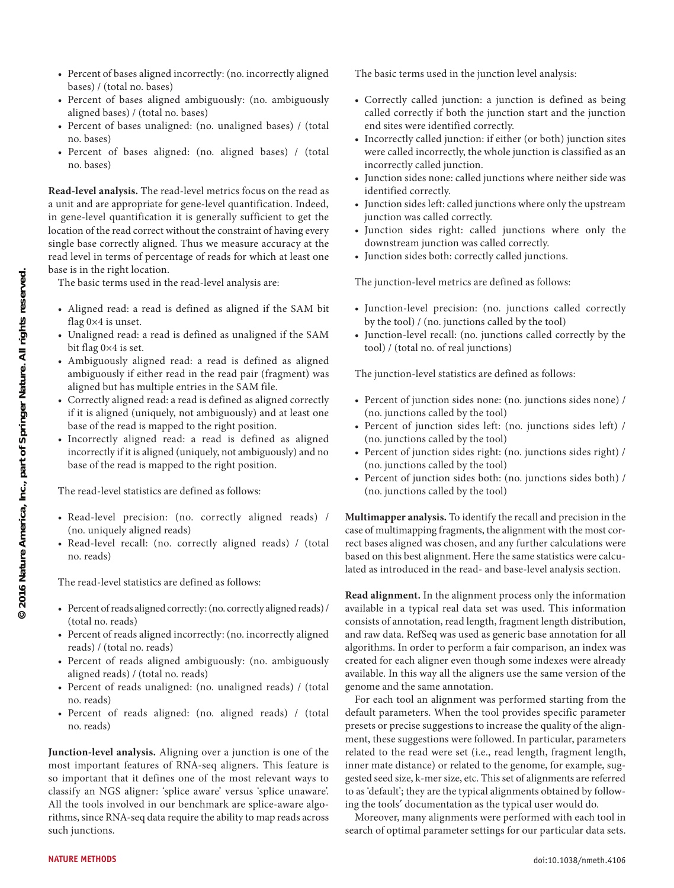- Percent of bases aligned incorrectly: (no. incorrectly aligned bases) / (total no. bases)
- Percent of bases aligned ambiguously: (no. ambiguously aligned bases) / (total no. bases)
- Percent of bases unaligned: (no. unaligned bases) / (total no. bases)
- Percent of bases aligned: (no. aligned bases) / (total no. bases)

**Read-level analysis.** The read-level metrics focus on the read as a unit and are appropriate for gene-level quantification. Indeed, in gene-level quantification it is generally sufficient to get the location of the read correct without the constraint of having every single base correctly aligned. Thus we measure accuracy at the read level in terms of percentage of reads for which at least one base is in the right location.

The basic terms used in the read-level analysis are:

- Aligned read: a read is defined as aligned if the SAM bit flag 0×4 is unset.
- Unaligned read: a read is defined as unaligned if the SAM bit flag 0×4 is set.
- Ambiguously aligned read: a read is defined as aligned ambiguously if either read in the read pair (fragment) was aligned but has multiple entries in the SAM file.
- Correctly aligned read: a read is defined as aligned correctly if it is aligned (uniquely, not ambiguously) and at least one base of the read is mapped to the right position.
- Incorrectly aligned read: a read is defined as aligned incorrectly if it is aligned (uniquely, not ambiguously) and no base of the read is mapped to the right position.

The read-level statistics are defined as follows:

- Read-level precision: (no. correctly aligned reads) / (no. uniquely aligned reads)
- Read-level recall: (no. correctly aligned reads) / (total no. reads)

The read-level statistics are defined as follows:

- Percent of reads aligned correctly: (no. correctly aligned reads) / (total no. reads)
- Percent of reads aligned incorrectly: (no. incorrectly aligned reads) / (total no. reads)
- Percent of reads aligned ambiguously: (no. ambiguously aligned reads) / (total no. reads)
- Percent of reads unaligned: (no. unaligned reads) / (total no. reads)
- Percent of reads aligned: (no. aligned reads) / (total no. reads)

**Junction-level analysis.** Aligning over a junction is one of the most important features of RNA-seq aligners. This feature is so important that it defines one of the most relevant ways to classify an NGS aligner: 'splice aware' versus 'splice unaware'. All the tools involved in our benchmark are splice-aware algorithms, since RNA-seq data require the ability to map reads across such junctions.

The basic terms used in the junction level analysis:

- Correctly called junction: a junction is defined as being called correctly if both the junction start and the junction end sites were identified correctly.
- Incorrectly called junction: if either (or both) junction sites were called incorrectly, the whole junction is classified as an incorrectly called junction.
- Junction sides none: called junctions where neither side was identified correctly.
- Junction sides left: called junctions where only the upstream junction was called correctly.
- Junction sides right: called junctions where only the downstream junction was called correctly.
- Junction sides both: correctly called junctions.

The junction-level metrics are defined as follows:

- Junction-level precision: (no. junctions called correctly by the tool) / (no. junctions called by the tool)
- Junction-level recall: (no. junctions called correctly by the tool) / (total no. of real junctions)

The junction-level statistics are defined as follows:

- Percent of junction sides none: (no. junctions sides none) / (no. junctions called by the tool)
- Percent of junction sides left: (no. junctions sides left) / (no. junctions called by the tool)
- Percent of junction sides right: (no. junctions sides right) / (no. junctions called by the tool)
- Percent of junction sides both: (no. junctions sides both) / (no. junctions called by the tool)

**Multimapper analysis.** To identify the recall and precision in the case of multimapping fragments, the alignment with the most correct bases aligned was chosen, and any further calculations were based on this best alignment. Here the same statistics were calculated as introduced in the read- and base-level analysis section.

**Read alignment.** In the alignment process only the information available in a typical real data set was used. This information consists of annotation, read length, fragment length distribution, and raw data. RefSeq was used as generic base annotation for all algorithms. In order to perform a fair comparison, an index was created for each aligner even though some indexes were already available. In this way all the aligners use the same version of the genome and the same annotation.

For each tool an alignment was performed starting from the default parameters. When the tool provides specific parameter presets or precise suggestions to increase the quality of the alignment, these suggestions were followed. In particular, parameters related to the read were set (i.e., read length, fragment length, inner mate distance) or related to the genome, for example, suggested seed size, k-mer size, etc. This set of alignments are referred to as 'default'; they are the typical alignments obtained by following the tools' documentation as the typical user would do.

Moreover, many alignments were performed with each tool in search of optimal parameter settings for our particular data sets.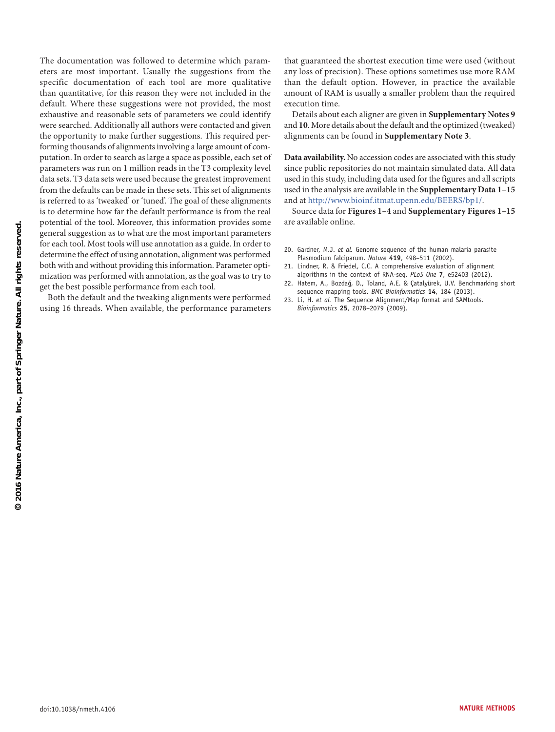The documentation was followed to determine which parameters are most important. Usually the suggestions from the specific documentation of each tool are more qualitative than quantitative, for this reason they were not included in the default. Where these suggestions were not provided, the most exhaustive and reasonable sets of parameters we could identify were searched. Additionally all authors were contacted and given the opportunity to make further suggestions. This required performing thousands of alignments involving a large amount of computation. In order to search as large a space as possible, each set of parameters was run on 1 million reads in the T3 complexity level data sets. T3 data sets were used because the greatest improvement from the defaults can be made in these sets. This set of alignments is referred to as 'tweaked' or 'tuned'. The goal of these alignments is to determine how far the default performance is from the real potential of the tool. Moreover, this information provides some general suggestion as to what are the most important parameters for each tool. Most tools will use annotation as a guide. In order to determine the effect of using annotation, alignment was performed both with and without providing this information. Parameter optimization was performed with annotation, as the goal was to try to get the best possible performance from each tool.

Both the default and the tweaking alignments were performed using 16 threads. When available, the performance parameters that guaranteed the shortest execution time were used (without any loss of precision). These options sometimes use more RAM than the default option. However, in practice the available amount of RAM is usually a smaller problem than the required execution time.

Details about each aligner are given in **Supplementary Notes 9** and **10**. More details about the default and the optimized (tweaked) alignments can be found in **Supplementary Note 3**.

**Data availability.** No accession codes are associated with this study since public repositories do not maintain simulated data. All data used in this study, including data used for the figures and all scripts used in the analysis are available in the **Supplementary Data 1**–**15** and at http://www.bioinf.itmat.upenn.edu/BEERS/bp1/.

Source data for **Figures 1–4** and **Supplementary Figures 1–15** are available online.

20. Gardner, M.J. *et al.* Genome sequence of the human malaria parasite Plasmodium falciparum. *Nature* **419**, 498–511 (2002).
21. Lindner, R. & Friedel, C.C. A comprehensive evaluation of alignment algorithms in the context of RNA-seq. *PLoS One* **7**, e52403 (2012).
22. Hatem, A., Bozdağ, D., Toland, A.E. & Çatalyürek, U.V. Benchmarking short sequence mapping tools. *BMC Bioinformatics* **14**, 184 (2013).
23. Li, H. *et al.* The Sequence Alignment/Map format and SAMtools. *Bioinformatics* **25**, 2078–2079 (2009).